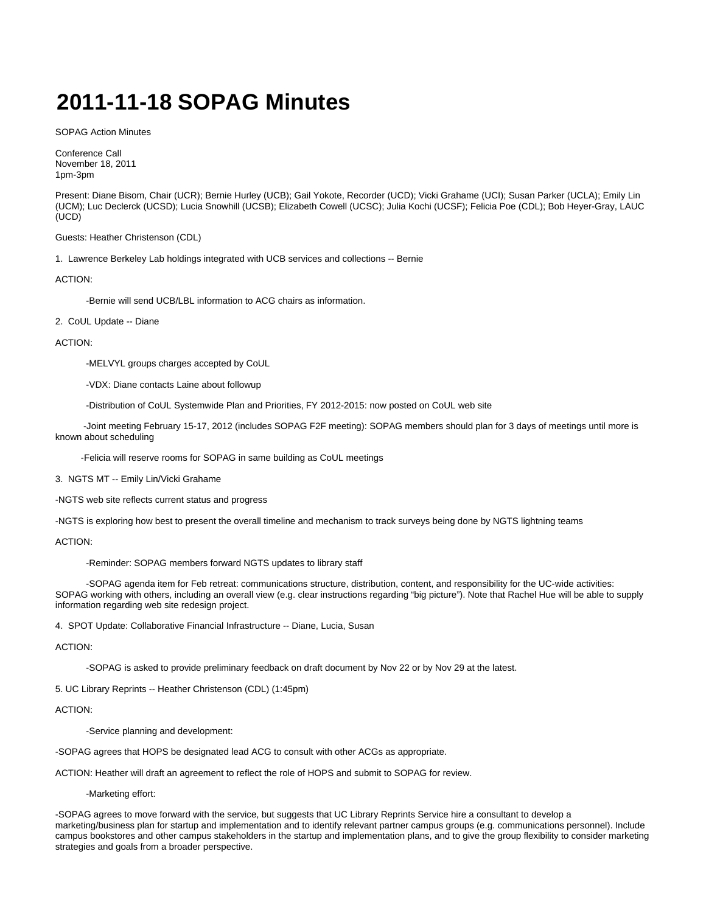# 2011-11-18 SOPAG Minutes

SOPAG Action Minutes

Conference Call
November 18, 2011
1pm-3pm

Present: Diane Bisom, Chair (UCR); Bernie Hurley (UCB); Gail Yokote, Recorder (UCD); Vicki Grahame (UCI); Susan Parker (UCLA); Emily Lin (UCM); Luc Declerck (UCSD); Lucia Snowhill (UCSB); Elizabeth Cowell (UCSC); Julia Kochi (UCSF); Felicia Poe (CDL); Bob Heyer-Gray, LAUC (UCD)

Guests: Heather Christenson (CDL)

1. Lawrence Berkeley Lab holdings integrated with UCB services and collections -- Bernie

ACTION:

-Bernie will send UCB/LBL information to ACG chairs as information.

2. CoUL Update -- Diane

ACTION:

-MELVYL groups charges accepted by CoUL

-VDX: Diane contacts Laine about followup

-Distribution of CoUL Systemwide Plan and Priorities, FY 2012-2015: now posted on CoUL web site

-Joint meeting February 15-17, 2012 (includes SOPAG F2F meeting): SOPAG members should plan for 3 days of meetings until more is known about scheduling

-Felicia will reserve rooms for SOPAG in same building as CoUL meetings

3. NGTS MT -- Emily Lin/Vicki Grahame

-NGTS web site reflects current status and progress

-NGTS is exploring how best to present the overall timeline and mechanism to track surveys being done by NGTS lightning teams

ACTION:

-Reminder: SOPAG members forward NGTS updates to library staff

-SOPAG agenda item for Feb retreat: communications structure, distribution, content, and responsibility for the UC-wide activities: SOPAG working with others, including an overall view (e.g. clear instructions regarding "big picture"). Note that Rachel Hue will be able to supply information regarding web site redesign project.

4. SPOT Update: Collaborative Financial Infrastructure -- Diane, Lucia, Susan

ACTION:

-SOPAG is asked to provide preliminary feedback on draft document by Nov 22 or by Nov 29 at the latest.

5. UC Library Reprints -- Heather Christenson (CDL) (1:45pm)

ACTION:

-Service planning and development:

-SOPAG agrees that HOPS be designated lead ACG to consult with other ACGs as appropriate.

ACTION: Heather will draft an agreement to reflect the role of HOPS and submit to SOPAG for review.

-Marketing effort:

-SOPAG agrees to move forward with the service, but suggests that UC Library Reprints Service hire a consultant to develop a marketing/business plan for startup and implementation and to identify relevant partner campus groups (e.g. communications personnel). Include campus bookstores and other campus stakeholders in the startup and implementation plans, and to give the group flexibility to consider marketing strategies and goals from a broader perspective.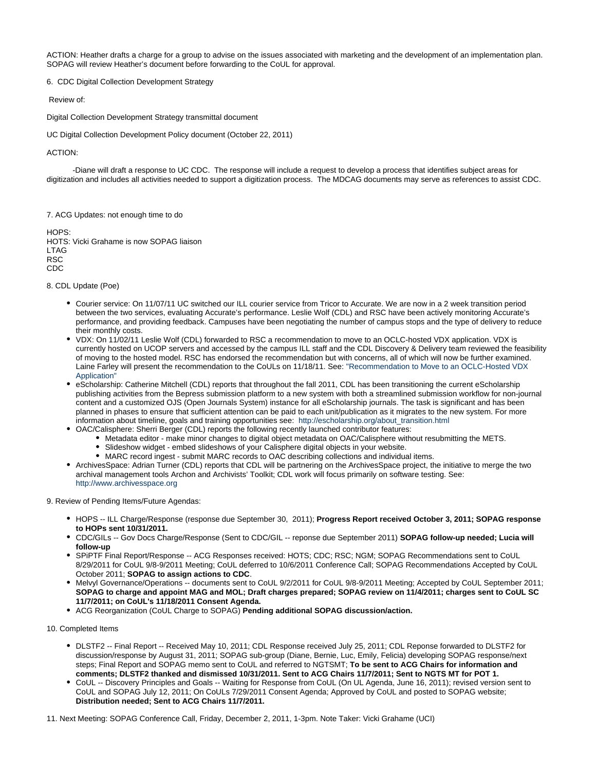ACTION: Heather drafts a charge for a group to advise on the issues associated with marketing and the development of an implementation plan. SOPAG will review Heather's document before forwarding to the CoUL for approval.

6. CDC Digital Collection Development Strategy

Review of:

Digital Collection Development Strategy transmittal document

UC Digital Collection Development Policy document (October 22, 2011)

ACTION:

-Diane will draft a response to UC CDC. The response will include a request to develop a process that identifies subject areas for digitization and includes all activities needed to support a digitization process. The MDCAG documents may serve as references to assist CDC.

7. ACG Updates: not enough time to do

HOPS:
HOTS: Vicki Grahame is now SOPAG liaison
LTAG
RSC
CDC

8. CDL Update (Poe)

- Courier service: On 11/07/11 UC switched our ILL courier service from Tricor to Accurate. We are now in a 2 week transition period between the two services, evaluating Accurate's performance. Leslie Wolf (CDL) and RSC have been actively monitoring Accurate's performance, and providing feedback. Campuses have been negotiating the number of campus stops and the type of delivery to reduce their monthly costs.
- VDX: On 11/02/11 Leslie Wolf (CDL) forwarded to RSC a recommendation to move to an OCLC-hosted VDX application. VDX is currently hosted on UCOP servers and accessed by the campus ILL staff and the CDL Discovery & Delivery team reviewed the feasibility of moving to the hosted model. RSC has endorsed the recommendation but with concerns, all of which will now be further examined. Laine Farley will present the recommendation to the CoULs on 11/18/11. See: "Recommendation to Move to an OCLC-Hosted VDX Application"
- eScholarship: Catherine Mitchell (CDL) reports that throughout the fall 2011, CDL has been transitioning the current eScholarship publishing activities from the Bepress submission platform to a new system with both a streamlined submission workflow for non-journal content and a customized OJS (Open Journals System) instance for all eScholarship journals. The task is significant and has been planned in phases to ensure that sufficient attention can be paid to each unit/publication as it migrates to the new system. For more information about timeline, goals and training opportunities see: http://escholarship.org/about_transition.html
- OAC/Calisphere: Sherri Berger (CDL) reports the following recently launched contributor features:
  - Metadata editor - make minor changes to digital object metadata on OAC/Calisphere without resubmitting the METS.
  - Slideshow widget - embed slideshows of your Calisphere digital objects in your website.
  - MARC record ingest - submit MARC records to OAC describing collections and individual items.
- ArchivesSpace: Adrian Turner (CDL) reports that CDL will be partnering on the ArchivesSpace project, the initiative to merge the two archival management tools Archon and Archivists' Toolkit; CDL work will focus primarily on software testing. See: http://www.archivesspace.org

9. Review of Pending Items/Future Agendas:

- HOPS -- ILL Charge/Response (response due September 30, 2011); **Progress Report received October 3, 2011; SOPAG response to HOPs sent 10/31/2011.**
- CDC/GILs -- Gov Docs Charge/Response (Sent to CDC/GIL -- reponse due September 2011) **SOPAG follow-up needed; Lucia will follow-up**
- SPiPTF Final Report/Response -- ACG Responses received: HOTS; CDC; RSC; NGM; SOPAG Recommendations sent to CoUL 8/29/2011 for CoUL 9/8-9/2011 Meeting; CoUL deferred to 10/6/2011 Conference Call; SOPAG Recommendations Accepted by CoUL October 2011; **SOPAG to assign actions to CDC**.
- Melvyl Governance/Operations -- documents sent to CoUL 9/2/2011 for CoUL 9/8-9/2011 Meeting; Accepted by CoUL September 2011; **SOPAG to charge and appoint MAG and MOL; Draft charges prepared; SOPAG review on 11/4/2011; charges sent to CoUL SC 11/7/2011; on CoUL's 11/18/2011 Consent Agenda.**
- ACG Reorganization (CoUL Charge to SOPAG) **Pending additional SOPAG discussion/action.**

10. Completed Items

- DLSTF2 -- Final Report -- Received May 10, 2011; CDL Response received July 25, 2011; CDL Reponse forwarded to DLSTF2 for discussion/response by August 31, 2011; SOPAG sub-group (Diane, Bernie, Luc, Emily, Felicia) developing SOPAG response/next steps; Final Report and SOPAG memo sent to CoUL and referred to NGTSMT; **To be sent to ACG Chairs for information and comments; DLSTF2 thanked and dismissed 10/31/2011. Sent to ACG Chairs 11/7/2011; Sent to NGTS MT for POT 1.**
- CoUL -- Discovery Principles and Goals -- Waiting for Response from CoUL (On UL Agenda, June 16, 2011); revised version sent to CoUL and SOPAG July 12, 2011; On CoULs 7/29/2011 Consent Agenda; Approved by CoUL and posted to SOPAG website; **Distribution needed; Sent to ACG Chairs 11/7/2011.**

11. Next Meeting: SOPAG Conference Call, Friday, December 2, 2011, 1-3pm. Note Taker: Vicki Grahame (UCI)